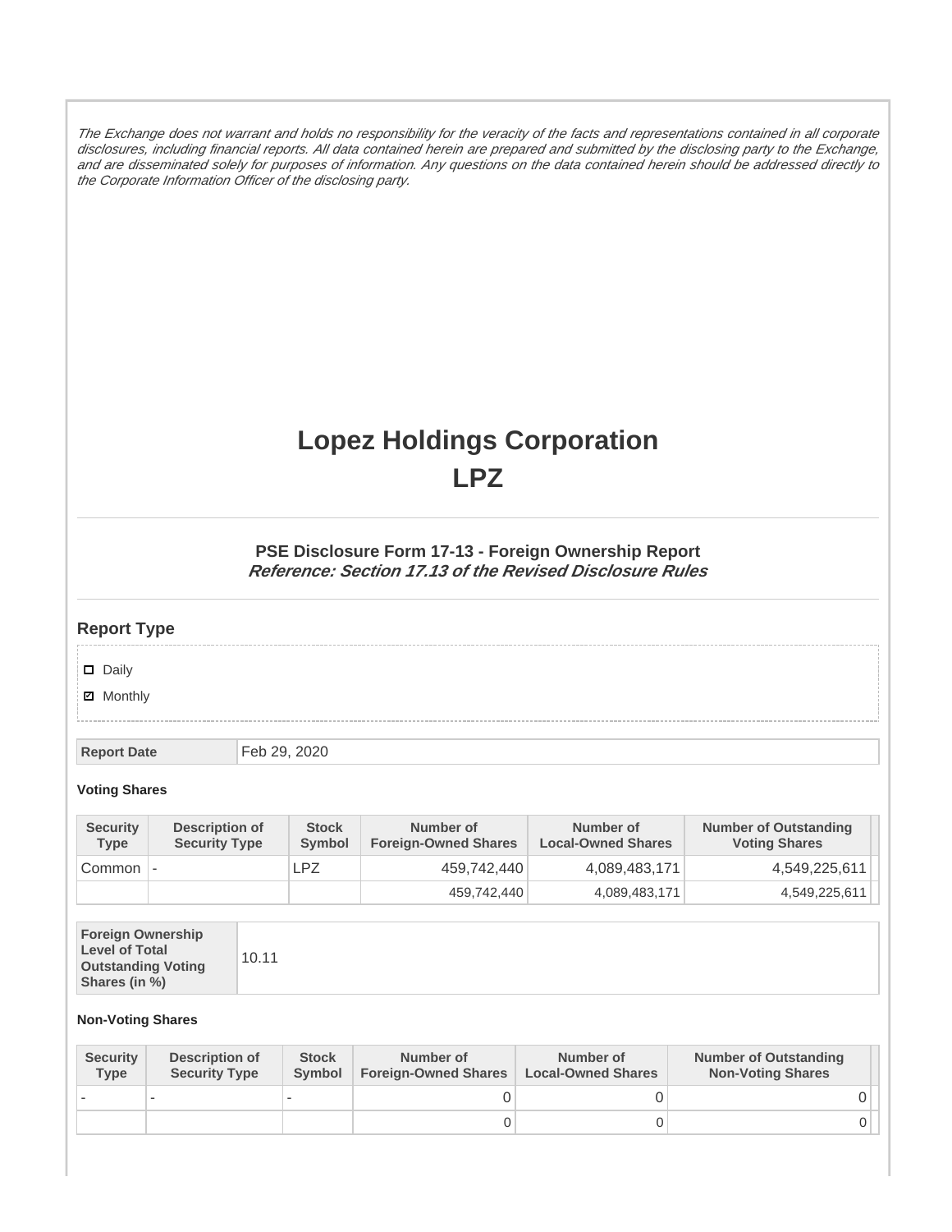*The Exchange does not warrant and holds no responsibility for the veracity of the facts and representations contained in all corporate disclosures, including financial reports. All data contained herein are prepared and submitted by the disclosing party to the Exchange, and are disseminated solely for purposes of information. Any questions on the data contained herein should be addressed directly to the Corporate Information Officer of the disclosing party.*

# Lopez Holdings Corporation
# LPZ

### PSE Disclosure Form 17-13 - Foreign Ownership Report
***Reference: Section 17.13 of the Revised Disclosure Rules***

## Report Type

- ☐ Daily
- ☑ Monthly

| Report Date | Feb 29, 2020 |
|---|---|

**Voting Shares**

| Security Type | Description of Security Type | Stock Symbol | Number of Foreign-Owned Shares | Number of Local-Owned Shares | Number of Outstanding Voting Shares |
|---|---|---|---|---|---|
| Common | - | LPZ | 459,742,440 | 4,089,483,171 | 4,549,225,611 |
| | | | 459,742,440 | 4,089,483,171 | 4,549,225,611 |

| Foreign Ownership Level of Total Outstanding Voting Shares (in %) | 10.11 |
|---|---|

**Non-Voting Shares**

| Security Type | Description of Security Type | Stock Symbol | Number of Foreign-Owned Shares | Number of Local-Owned Shares | Number of Outstanding Non-Voting Shares |
|---|---|---|---|---|---|
| - | - | - | 0 | 0 | 0 |
| | | | 0 | 0 | 0 |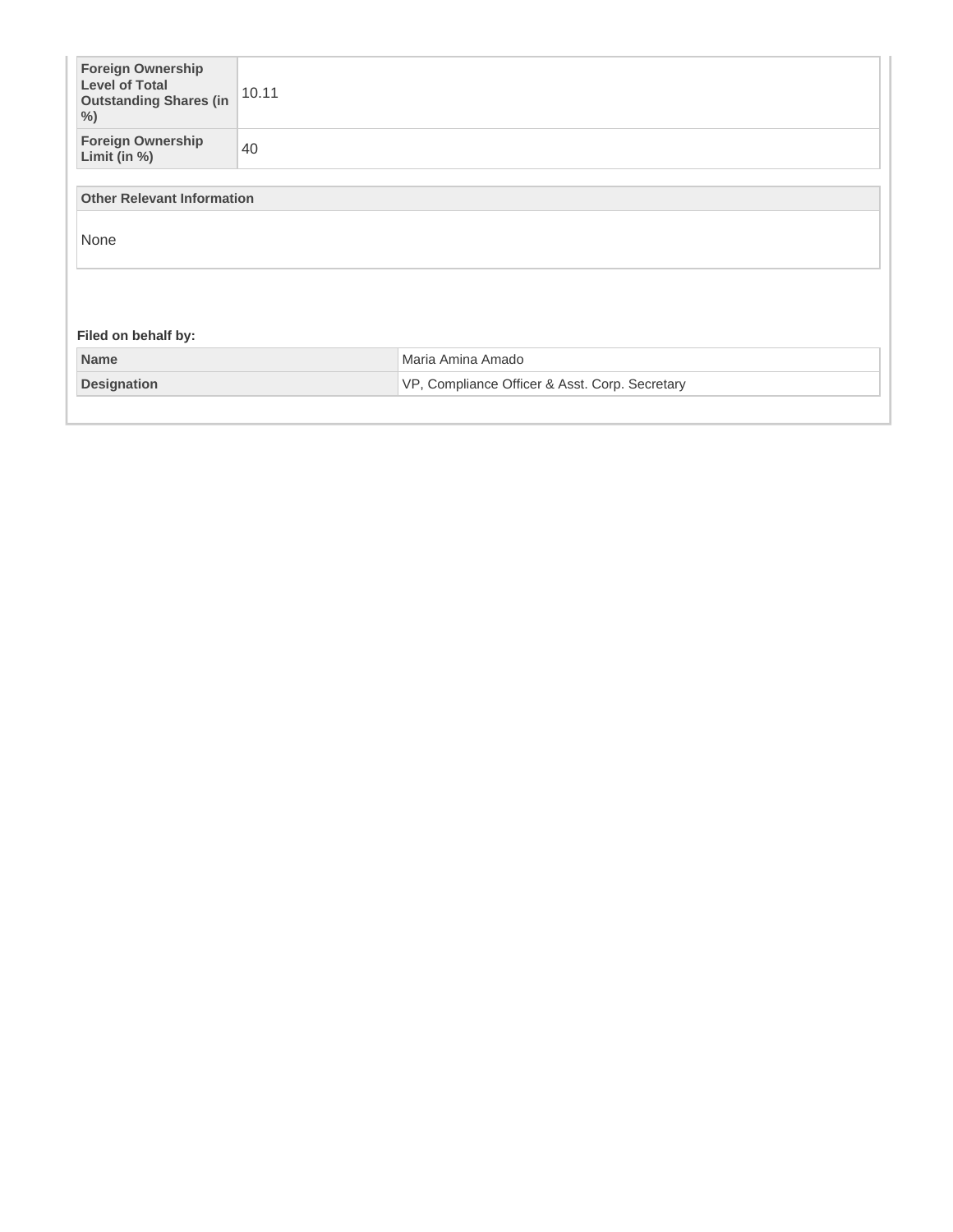| | |
|---|---|
| **Foreign Ownership Level of Total Outstanding Shares (in %)** | 10.11 |
| **Foreign Ownership Limit (in %)** | 40 |

| Other Relevant Information |
|---|
| None |

**Filed on behalf by:**

| | |
|---|---|
| **Name** | Maria Amina Amado |
| **Designation** | VP, Compliance Officer & Asst. Corp. Secretary |